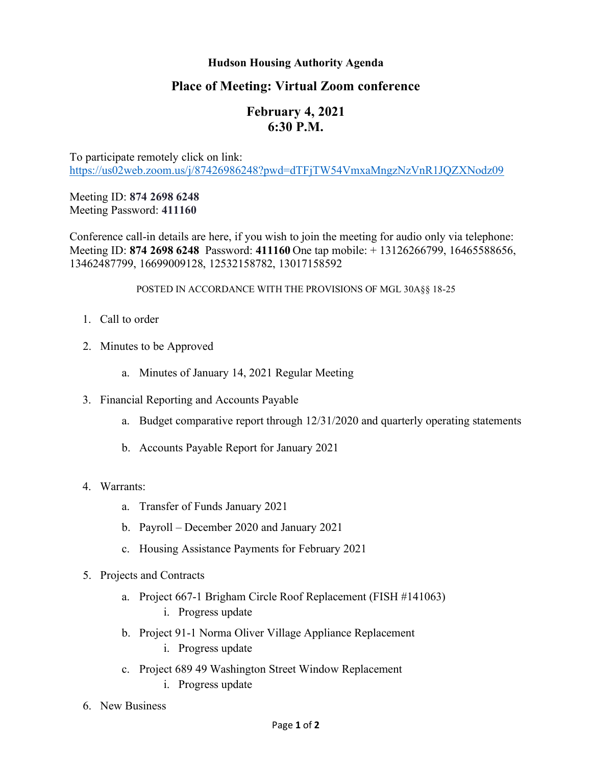**Hudson Housing Authority Agenda**

## Place of Meeting: Virtual Zoom conference

## February 4, 2021
## 6:30 P.M.

To participate remotely click on link:
https://us02web.zoom.us/j/87426986248?pwd=dTFjTW54VmxaMngzNzVnR1JQZXNodz09

Meeting ID: **874 2698 6248**
Meeting Password: **411160**

Conference call-in details are here, if you wish to join the meeting for audio only via telephone:
Meeting ID: **874 2698 6248** Password: **411160** One tap mobile: + 13126266799, 16465588656, 13462487799, 16699009128, 12532158782, 13017158592

POSTED IN ACCORDANCE WITH THE PROVISIONS OF MGL 30A§§ 18-25

1. Call to order
2. Minutes to be Approved
   a. Minutes of January 14, 2021 Regular Meeting
3. Financial Reporting and Accounts Payable
   a. Budget comparative report through 12/31/2020 and quarterly operating statements
   b. Accounts Payable Report for January 2021
4. Warrants:
   a. Transfer of Funds January 2021
   b. Payroll – December 2020 and January 2021
   c. Housing Assistance Payments for February 2021
5. Projects and Contracts
   a. Project 667-1 Brigham Circle Roof Replacement (FISH #141063)
      i. Progress update
   b. Project 91-1 Norma Oliver Village Appliance Replacement
      i. Progress update
   c. Project 689 49 Washington Street Window Replacement
      i. Progress update
6. New Business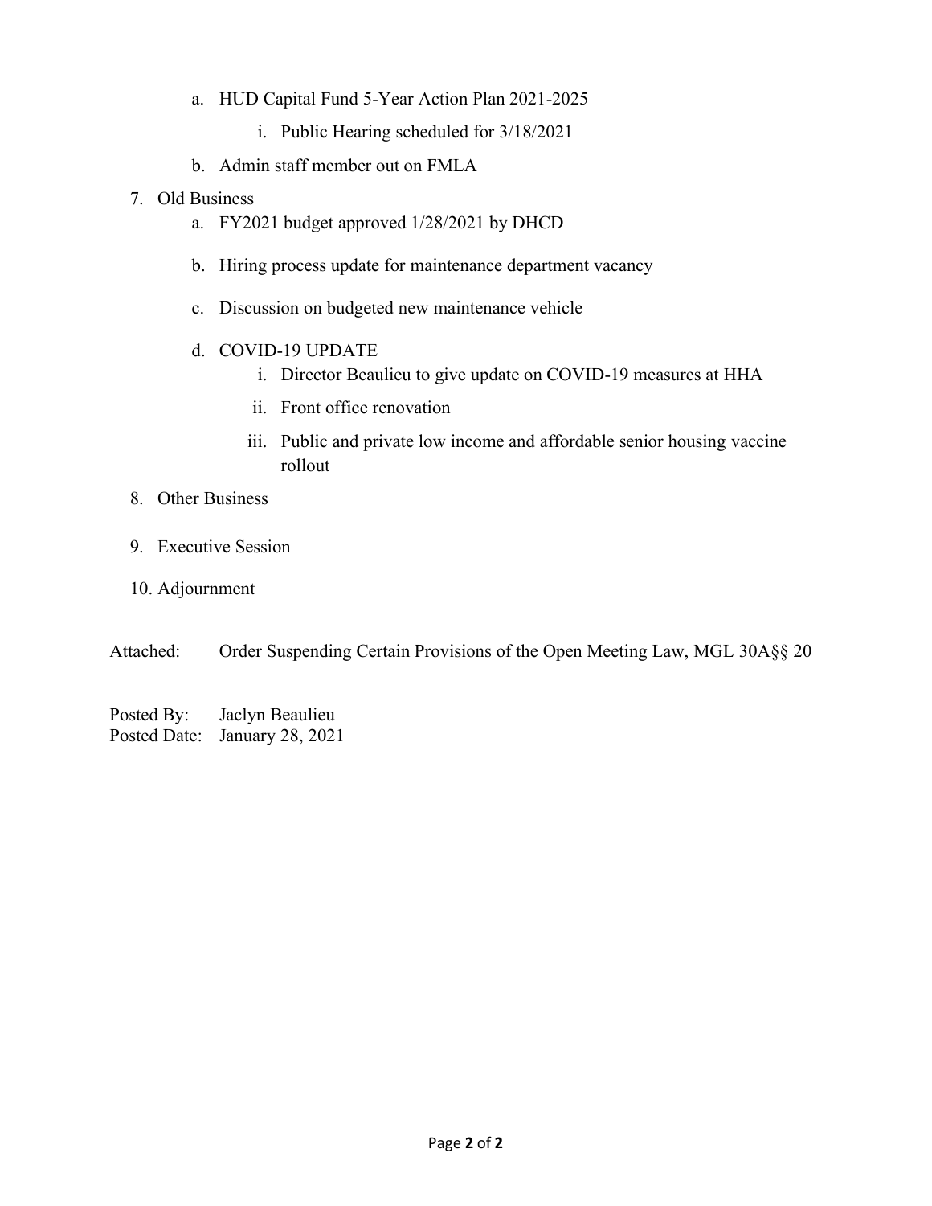a. HUD Capital Fund 5-Year Action Plan 2021-2025
     i. Public Hearing scheduled for 3/18/2021
  b. Admin staff member out on FMLA

7. Old Business
   a. FY2021 budget approved 1/28/2021 by DHCD
   b. Hiring process update for maintenance department vacancy
   c. Discussion on budgeted new maintenance vehicle
   d. COVID-19 UPDATE
      i. Director Beaulieu to give update on COVID-19 measures at HHA
      ii. Front office renovation
      iii. Public and private low income and affordable senior housing vaccine rollout

8. Other Business

9. Executive Session

10. Adjournment

Attached: Order Suspending Certain Provisions of the Open Meeting Law, MGL 30A§§ 20

Posted By: Jaclyn Beaulieu
Posted Date: January 28, 2021